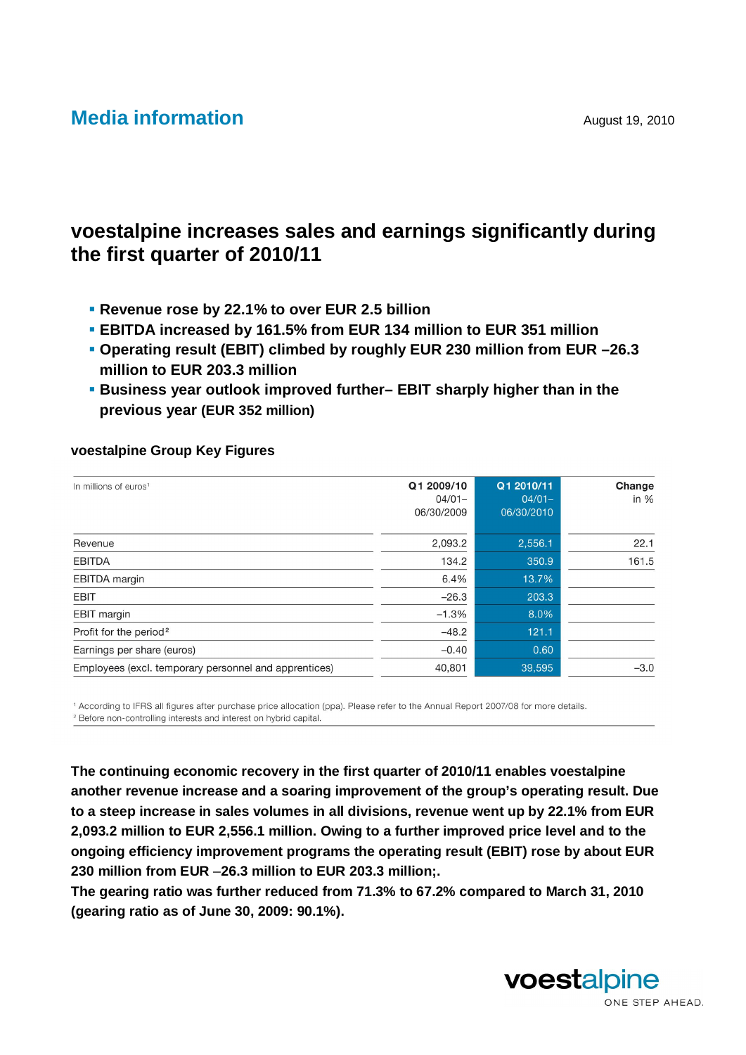## Media information

August 19, 2010

# voestalpine increases sales and earnings significantly during the first quarter of 2010/11

- **Revenue rose by 22.1% to over EUR 2.5 billion**
- **EBITDA increased by 161.5% from EUR 134 million to EUR 351 million**
- **Operating result (EBIT) climbed by roughly EUR 230 million from EUR –26.3 million to EUR 203.3 million**
- **Business year outlook improved further– EBIT sharply higher than in the previous year (EUR 352 million)**

### voestalpine Group Key Figures

| In millions of euros[1] | Q1 2009/10 04/01–06/30/2009 | Q1 2010/11 04/01–06/30/2010 | Change in % |
|---|---|---|---|
| Revenue | 2,093.2 | 2,556.1 | 22.1 |
| EBITDA | 134.2 | 350.9 | 161.5 |
| EBITDA margin | 6.4% | 13.7% | |
| EBIT | –26.3 | 203.3 | |
| EBIT margin | –1.3% | 8.0% | |
| Profit for the period[2] | –48.2 | 121.1 | |
| Earnings per share (euros) | –0.40 | 0.60 | |
| Employees (excl. temporary personnel and apprentices) | 40,801 | 39,595 | –3.0 |

[1] According to IFRS all figures after purchase price allocation (ppa). Please refer to the Annual Report 2007/08 for more details.
[2] Before non-controlling interests and interest on hybrid capital.

**The continuing economic recovery in the first quarter of 2010/11 enables voestalpine another revenue increase and a soaring improvement of the group's operating result. Due to a steep increase in sales volumes in all divisions, revenue went up by 22.1% from EUR 2,093.2 million to EUR 2,556.1 million. Owing to a further improved price level and to the ongoing efficiency improvement programs the operating result (EBIT) rose by about EUR 230 million from EUR –26.3 million to EUR 203.3 million;.**
**The gearing ratio was further reduced from 71.3% to 67.2% compared to March 31, 2010 (gearing ratio as of June 30, 2009: 90.1%).**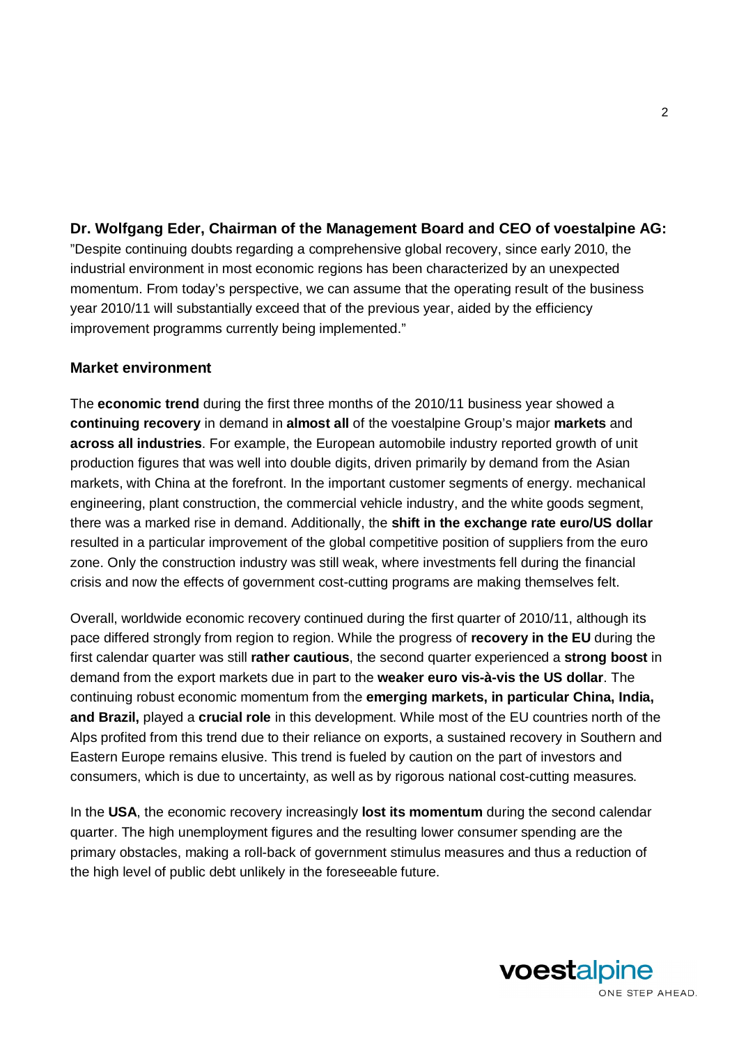**Dr. Wolfgang Eder, Chairman of the Management Board and CEO of voestalpine AG:**
"Despite continuing doubts regarding a comprehensive global recovery, since early 2010, the industrial environment in most economic regions has been characterized by an unexpected momentum. From today's perspective, we can assume that the operating result of the business year 2010/11 will substantially exceed that of the previous year, aided by the efficiency improvement programms currently being implemented."

## Market environment

The **economic trend** during the first three months of the 2010/11 business year showed a **continuing recovery** in demand in **almost all** of the voestalpine Group's major **markets** and **across all industries**. For example, the European automobile industry reported growth of unit production figures that was well into double digits, driven primarily by demand from the Asian markets, with China at the forefront. In the important customer segments of energy. mechanical engineering, plant construction, the commercial vehicle industry, and the white goods segment, there was a marked rise in demand. Additionally, the **shift in the exchange rate euro/US dollar** resulted in a particular improvement of the global competitive position of suppliers from the euro zone. Only the construction industry was still weak, where investments fell during the financial crisis and now the effects of government cost-cutting programs are making themselves felt.

Overall, worldwide economic recovery continued during the first quarter of 2010/11, although its pace differed strongly from region to region. While the progress of **recovery in the EU** during the first calendar quarter was still **rather cautious**, the second quarter experienced a **strong boost** in demand from the export markets due in part to the **weaker euro vis-à-vis the US dollar**. The continuing robust economic momentum from the **emerging markets, in particular China, India, and Brazil,** played a **crucial role** in this development. While most of the EU countries north of the Alps profited from this trend due to their reliance on exports, a sustained recovery in Southern and Eastern Europe remains elusive. This trend is fueled by caution on the part of investors and consumers, which is due to uncertainty, as well as by rigorous national cost-cutting measures.

In the **USA**, the economic recovery increasingly **lost its momentum** during the second calendar quarter. The high unemployment figures and the resulting lower consumer spending are the primary obstacles, making a roll-back of government stimulus measures and thus a reduction of the high level of public debt unlikely in the foreseeable future.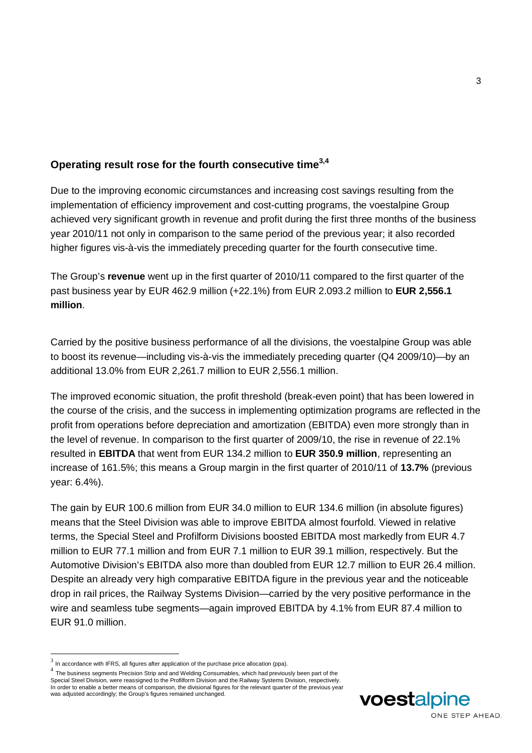## Operating result rose for the fourth consecutive time[3,4]

Due to the improving economic circumstances and increasing cost savings resulting from the implementation of efficiency improvement and cost-cutting programs, the voestalpine Group achieved very significant growth in revenue and profit during the first three months of the business year 2010/11 not only in comparison to the same period of the previous year; it also recorded higher figures vis-à-vis the immediately preceding quarter for the fourth consecutive time.

The Group's **revenue** went up in the first quarter of 2010/11 compared to the first quarter of the past business year by EUR 462.9 million (+22.1%) from EUR 2.093.2 million to **EUR 2,556.1 million**.

Carried by the positive business performance of all the divisions, the voestalpine Group was able to boost its revenue—including vis-à-vis the immediately preceding quarter (Q4 2009/10)—by an additional 13.0% from EUR 2,261.7 million to EUR 2,556.1 million.

The improved economic situation, the profit threshold (break-even point) that has been lowered in the course of the crisis, and the success in implementing optimization programs are reflected in the profit from operations before depreciation and amortization (EBITDA) even more strongly than in the level of revenue. In comparison to the first quarter of 2009/10, the rise in revenue of 22.1% resulted in **EBITDA** that went from EUR 134.2 million to **EUR 350.9 million**, representing an increase of 161.5%; this means a Group margin in the first quarter of 2010/11 of **13.7%** (previous year: 6.4%).

The gain by EUR 100.6 million from EUR 34.0 million to EUR 134.6 million (in absolute figures) means that the Steel Division was able to improve EBITDA almost fourfold. Viewed in relative terms, the Special Steel and Profilform Divisions boosted EBITDA most markedly from EUR 4.7 million to EUR 77.1 million and from EUR 7.1 million to EUR 39.1 million, respectively. But the Automotive Division's EBITDA also more than doubled from EUR 12.7 million to EUR 26.4 million. Despite an already very high comparative EBITDA figure in the previous year and the noticeable drop in rail prices, the Railway Systems Division—carried by the very positive performance in the wire and seamless tube segments—again improved EBITDA by 4.1% from EUR 87.4 million to EUR 91.0 million.

---

[3] In accordance with IFRS, all figures after application of the purchase price allocation (ppa).

[4] The business segments Precision Strip and and Welding Consumables, which had previously been part of the Special Steel Division, were reassigned to the Profilform Division and the Railway Systems Division, respectively. In order to enable a better means of comparison, the divisional figures for the relevant quarter of the previous year was adjusted accordingly; the Group's figures remained unchanged.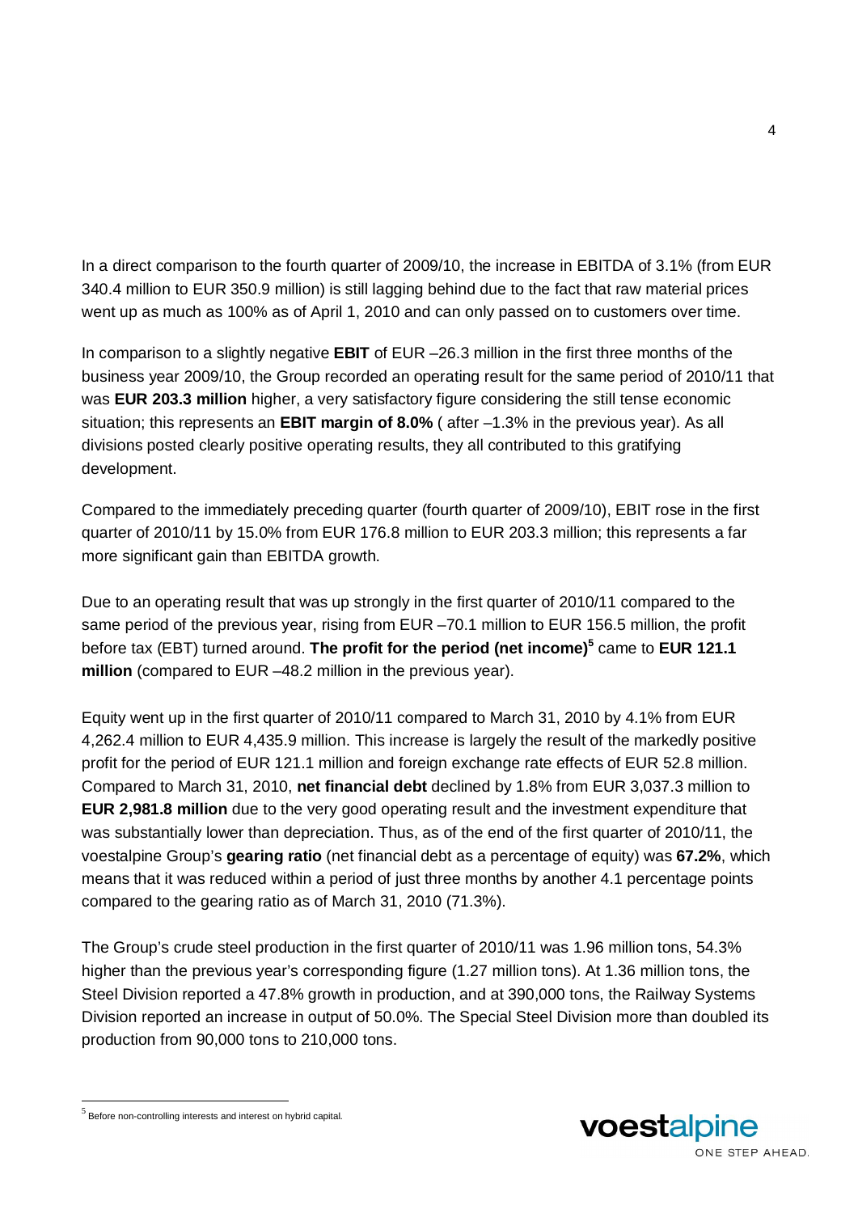In a direct comparison to the fourth quarter of 2009/10, the increase in EBITDA of 3.1% (from EUR 340.4 million to EUR 350.9 million) is still lagging behind due to the fact that raw material prices went up as much as 100% as of April 1, 2010 and can only passed on to customers over time.

In comparison to a slightly negative **EBIT** of EUR –26.3 million in the first three months of the business year 2009/10, the Group recorded an operating result for the same period of 2010/11 that was **EUR 203.3 million** higher, a very satisfactory figure considering the still tense economic situation; this represents an **EBIT margin of 8.0%** ( after –1.3% in the previous year). As all divisions posted clearly positive operating results, they all contributed to this gratifying development.

Compared to the immediately preceding quarter (fourth quarter of 2009/10), EBIT rose in the first quarter of 2010/11 by 15.0% from EUR 176.8 million to EUR 203.3 million; this represents a far more significant gain than EBITDA growth.

Due to an operating result that was up strongly in the first quarter of 2010/11 compared to the same period of the previous year, rising from EUR –70.1 million to EUR 156.5 million, the profit before tax (EBT) turned around. **The profit for the period (net income)**[5] came to **EUR 121.1 million** (compared to EUR –48.2 million in the previous year).

Equity went up in the first quarter of 2010/11 compared to March 31, 2010 by 4.1% from EUR 4,262.4 million to EUR 4,435.9 million. This increase is largely the result of the markedly positive profit for the period of EUR 121.1 million and foreign exchange rate effects of EUR 52.8 million. Compared to March 31, 2010, **net financial debt** declined by 1.8% from EUR 3,037.3 million to **EUR 2,981.8 million** due to the very good operating result and the investment expenditure that was substantially lower than depreciation. Thus, as of the end of the first quarter of 2010/11, the voestalpine Group's **gearing ratio** (net financial debt as a percentage of equity) was **67.2%**, which means that it was reduced within a period of just three months by another 4.1 percentage points compared to the gearing ratio as of March 31, 2010 (71.3%).

The Group's crude steel production in the first quarter of 2010/11 was 1.96 million tons, 54.3% higher than the previous year's corresponding figure (1.27 million tons). At 1.36 million tons, the Steel Division reported a 47.8% growth in production, and at 390,000 tons, the Railway Systems Division reported an increase in output of 50.0%. The Special Steel Division more than doubled its production from 90,000 tons to 210,000 tons.

---

[5] Before non-controlling interests and interest on hybrid capital.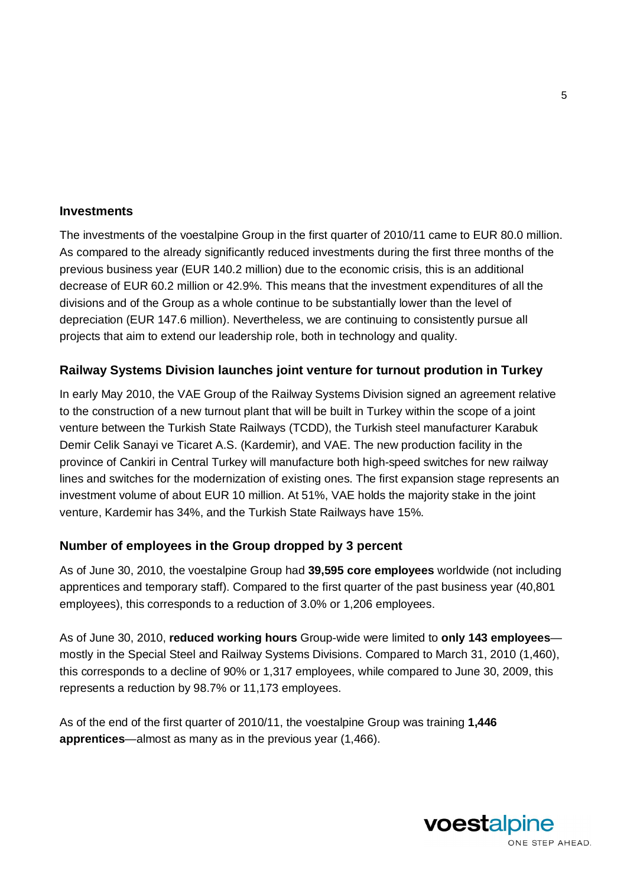## Investments

The investments of the voestalpine Group in the first quarter of 2010/11 came to EUR 80.0 million. As compared to the already significantly reduced investments during the first three months of the previous business year (EUR 140.2 million) due to the economic crisis, this is an additional decrease of EUR 60.2 million or 42.9%. This means that the investment expenditures of all the divisions and of the Group as a whole continue to be substantially lower than the level of depreciation (EUR 147.6 million). Nevertheless, we are continuing to consistently pursue all projects that aim to extend our leadership role, both in technology and quality.

## Railway Systems Division launches joint venture for turnout prodution in Turkey

In early May 2010, the VAE Group of the Railway Systems Division signed an agreement relative to the construction of a new turnout plant that will be built in Turkey within the scope of a joint venture between the Turkish State Railways (TCDD), the Turkish steel manufacturer Karabuk Demir Celik Sanayi ve Ticaret A.S. (Kardemir), and VAE. The new production facility in the province of Cankiri in Central Turkey will manufacture both high-speed switches for new railway lines and switches for the modernization of existing ones. The first expansion stage represents an investment volume of about EUR 10 million. At 51%, VAE holds the majority stake in the joint venture, Kardemir has 34%, and the Turkish State Railways have 15%.

## Number of employees in the Group dropped by 3 percent

As of June 30, 2010, the voestalpine Group had **39,595 core employees** worldwide (not including apprentices and temporary staff). Compared to the first quarter of the past business year (40,801 employees), this corresponds to a reduction of 3.0% or 1,206 employees.

As of June 30, 2010, **reduced working hours** Group-wide were limited to **only 143 employees**—mostly in the Special Steel and Railway Systems Divisions. Compared to March 31, 2010 (1,460), this corresponds to a decline of 90% or 1,317 employees, while compared to June 30, 2009, this represents a reduction by 98.7% or 11,173 employees.

As of the end of the first quarter of 2010/11, the voestalpine Group was training **1,446 apprentices**—almost as many as in the previous year (1,466).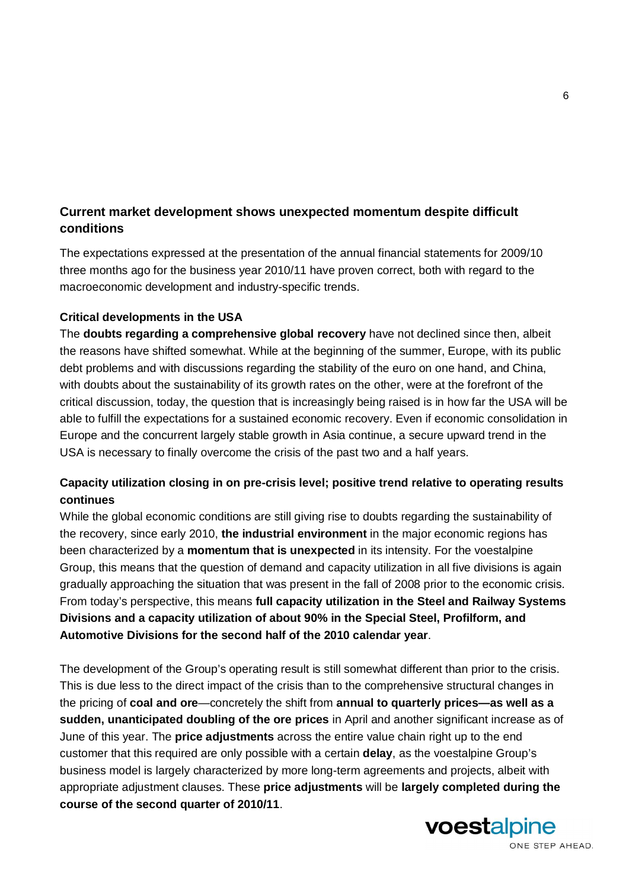## Current market development shows unexpected momentum despite difficult conditions

The expectations expressed at the presentation of the annual financial statements for 2009/10 three months ago for the business year 2010/11 have proven correct, both with regard to the macroeconomic development and industry-specific trends.

### Critical developments in the USA

The **doubts regarding a comprehensive global recovery** have not declined since then, albeit the reasons have shifted somewhat. While at the beginning of the summer, Europe, with its public debt problems and with discussions regarding the stability of the euro on one hand, and China, with doubts about the sustainability of its growth rates on the other, were at the forefront of the critical discussion, today, the question that is increasingly being raised is in how far the USA will be able to fulfill the expectations for a sustained economic recovery. Even if economic consolidation in Europe and the concurrent largely stable growth in Asia continue, a secure upward trend in the USA is necessary to finally overcome the crisis of the past two and a half years.

### Capacity utilization closing in on pre-crisis level; positive trend relative to operating results continues

While the global economic conditions are still giving rise to doubts regarding the sustainability of the recovery, since early 2010, **the industrial environment** in the major economic regions has been characterized by a **momentum that is unexpected** in its intensity. For the voestalpine Group, this means that the question of demand and capacity utilization in all five divisions is again gradually approaching the situation that was present in the fall of 2008 prior to the economic crisis. From today's perspective, this means **full capacity utilization in the Steel and Railway Systems Divisions and a capacity utilization of about 90% in the Special Steel, Profilform, and Automotive Divisions for the second half of the 2010 calendar year**.

The development of the Group's operating result is still somewhat different than prior to the crisis. This is due less to the direct impact of the crisis than to the comprehensive structural changes in the pricing of **coal and ore**—concretely the shift from **annual to quarterly prices—as well as a sudden, unanticipated doubling of the ore prices** in April and another significant increase as of June of this year. The **price adjustments** across the entire value chain right up to the end customer that this required are only possible with a certain **delay**, as the voestalpine Group's business model is largely characterized by more long-term agreements and projects, albeit with appropriate adjustment clauses. These **price adjustments** will be **largely completed during the course of the second quarter of 2010/11**.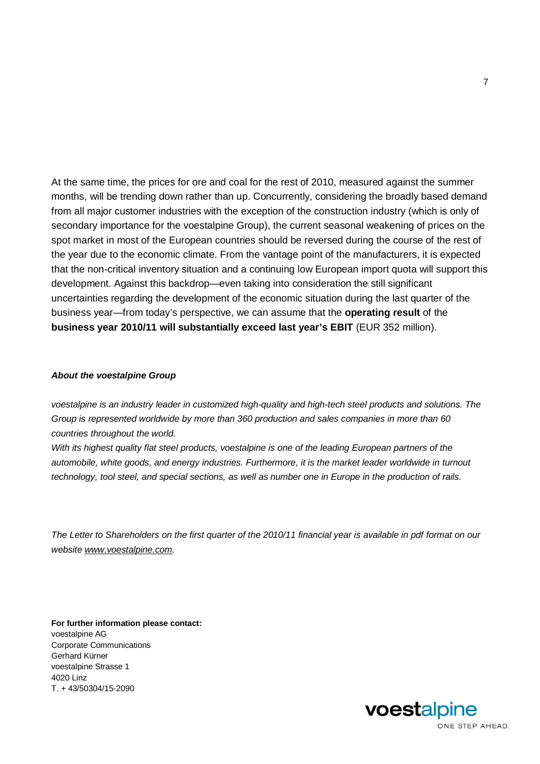At the same time, the prices for ore and coal for the rest of 2010, measured against the summer months, will be trending down rather than up. Concurrently, considering the broadly based demand from all major customer industries with the exception of the construction industry (which is only of secondary importance for the voestalpine Group), the current seasonal weakening of prices on the spot market in most of the European countries should be reversed during the course of the rest of the year due to the economic climate. From the vantage point of the manufacturers, it is expected that the non-critical inventory situation and a continuing low European import quota will support this development. Against this backdrop—even taking into consideration the still significant uncertainties regarding the development of the economic situation during the last quarter of the business year—from today's perspective, we can assume that the **operating result** of the **business year 2010/11 will substantially exceed last year's EBIT** (EUR 352 million).

***About the voestalpine Group***

*voestalpine is an industry leader in customized high-quality and high-tech steel products and solutions. The Group is represented worldwide by more than 360 production and sales companies in more than 60 countries throughout the world.*

*With its highest quality flat steel products, voestalpine is one of the leading European partners of the automobile, white goods, and energy industries. Furthermore, it is the market leader worldwide in turnout technology, tool steel, and special sections, as well as number one in Europe in the production of rails.*

*The Letter to Shareholders on the first quarter of the 2010/11 financial year is available in pdf format on our website www.voestalpine.com.*

**For further information please contact:**
voestalpine AG
Corporate Communications
Gerhard Kürner
voestalpine Strasse 1
4020 Linz
T. + 43/50304/15-2090

voestalpine
ONE STEP AHEAD.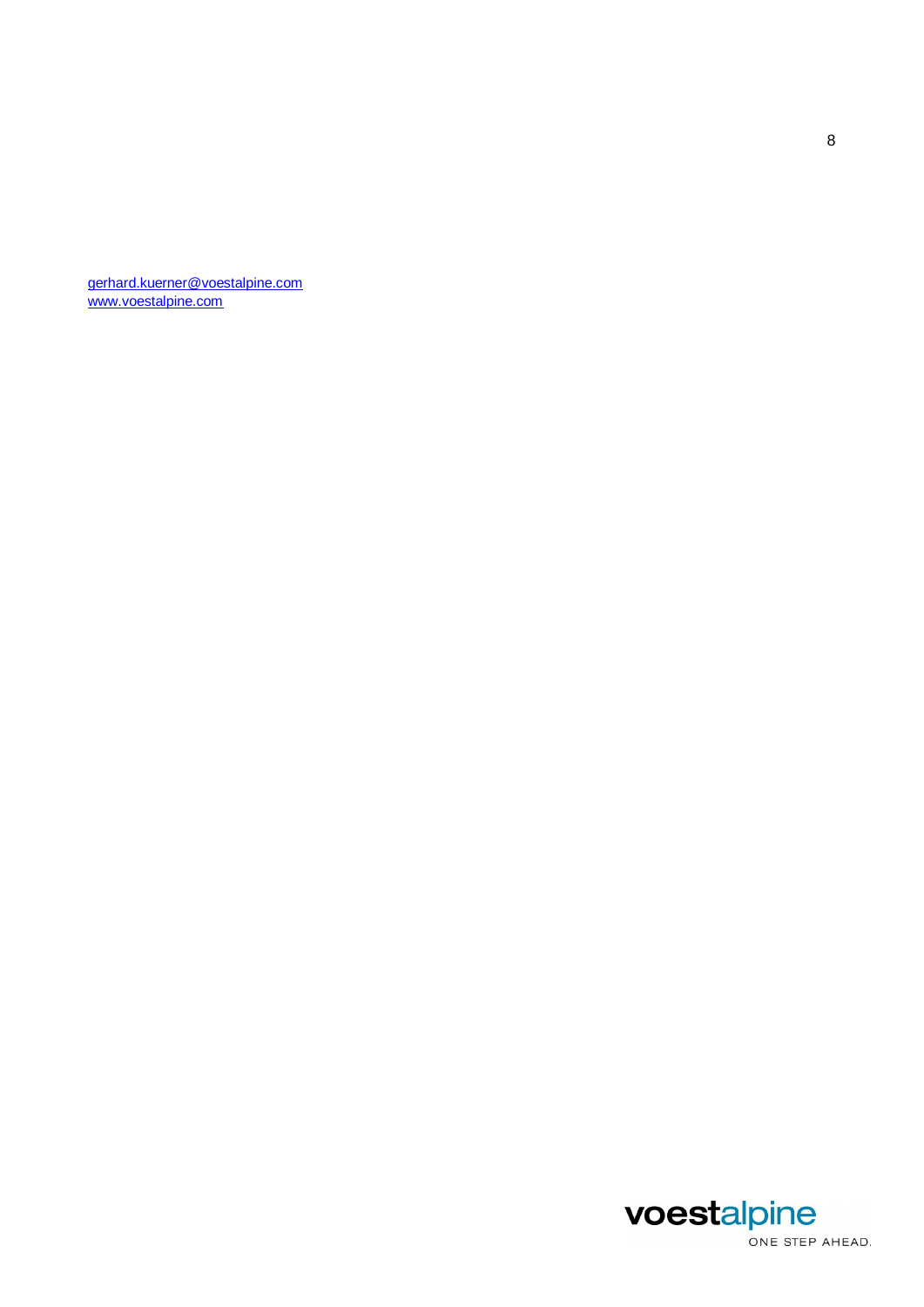gerhard.kuerner@voestalpine.com
www.voestalpine.com